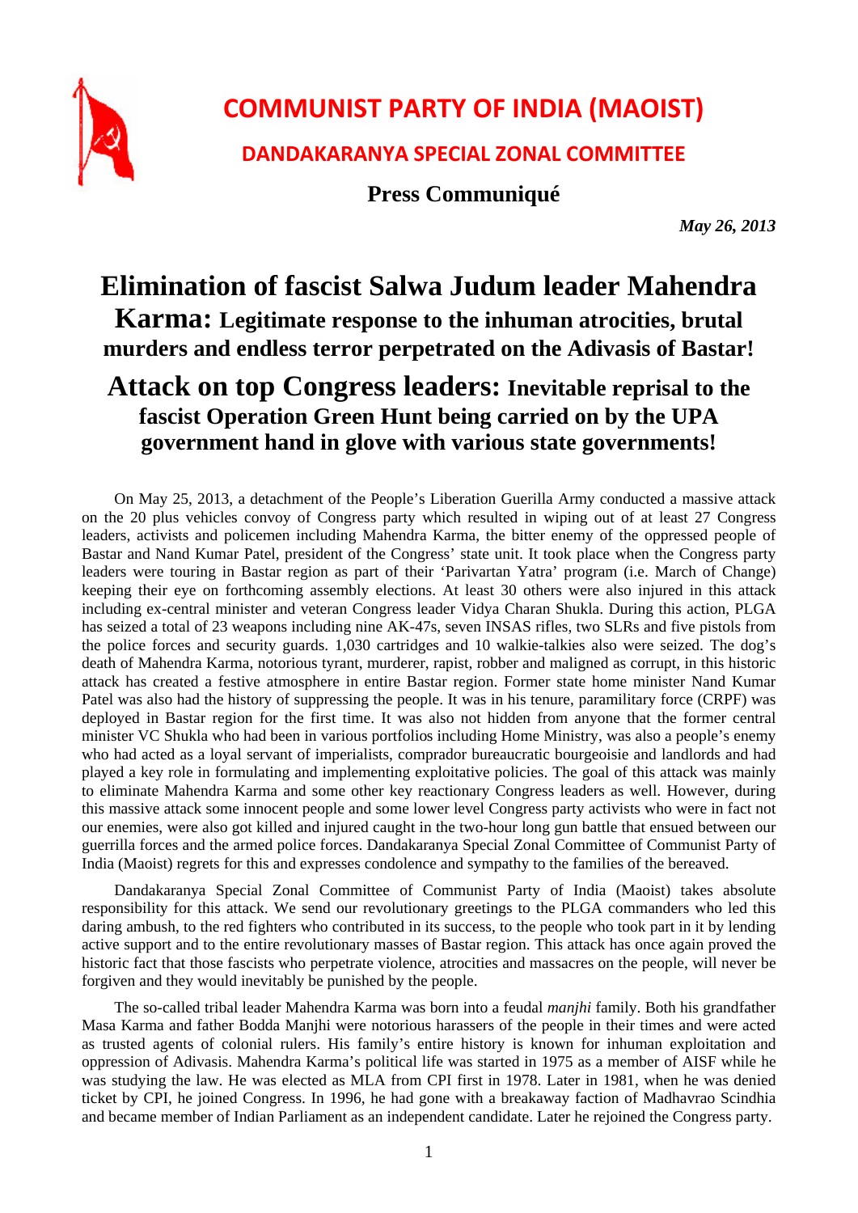# COMMUNIST PARTY OF INDIA (MAOIST)

## DANDAKARANYA SPECIAL ZONAL COMMITTEE

### Press Communiqué

*May 26, 2013*

# Elimination of fascist Salwa Judum leader Mahendra Karma: Legitimate response to the inhuman atrocities, brutal murders and endless terror perpetrated on the Adivasis of Bastar!

# Attack on top Congress leaders: Inevitable reprisal to the fascist Operation Green Hunt being carried on by the UPA government hand in glove with various state governments!

On May 25, 2013, a detachment of the People's Liberation Guerilla Army conducted a massive attack on the 20 plus vehicles convoy of Congress party which resulted in wiping out of at least 27 Congress leaders, activists and policemen including Mahendra Karma, the bitter enemy of the oppressed people of Bastar and Nand Kumar Patel, president of the Congress' state unit. It took place when the Congress party leaders were touring in Bastar region as part of their 'Parivartan Yatra' program (i.e. March of Change) keeping their eye on forthcoming assembly elections. At least 30 others were also injured in this attack including ex-central minister and veteran Congress leader Vidya Charan Shukla. During this action, PLGA has seized a total of 23 weapons including nine AK-47s, seven INSAS rifles, two SLRs and five pistols from the police forces and security guards. 1,030 cartridges and 10 walkie-talkies also were seized. The dog's death of Mahendra Karma, notorious tyrant, murderer, rapist, robber and maligned as corrupt, in this historic attack has created a festive atmosphere in entire Bastar region. Former state home minister Nand Kumar Patel was also had the history of suppressing the people. It was in his tenure, paramilitary force (CRPF) was deployed in Bastar region for the first time. It was also not hidden from anyone that the former central minister VC Shukla who had been in various portfolios including Home Ministry, was also a people's enemy who had acted as a loyal servant of imperialists, comprador bureaucratic bourgeoisie and landlords and had played a key role in formulating and implementing exploitative policies. The goal of this attack was mainly to eliminate Mahendra Karma and some other key reactionary Congress leaders as well. However, during this massive attack some innocent people and some lower level Congress party activists who were in fact not our enemies, were also got killed and injured caught in the two-hour long gun battle that ensued between our guerrilla forces and the armed police forces. Dandakaranya Special Zonal Committee of Communist Party of India (Maoist) regrets for this and expresses condolence and sympathy to the families of the bereaved.

Dandakaranya Special Zonal Committee of Communist Party of India (Maoist) takes absolute responsibility for this attack. We send our revolutionary greetings to the PLGA commanders who led this daring ambush, to the red fighters who contributed in its success, to the people who took part in it by lending active support and to the entire revolutionary masses of Bastar region. This attack has once again proved the historic fact that those fascists who perpetrate violence, atrocities and massacres on the people, will never be forgiven and they would inevitably be punished by the people.

The so-called tribal leader Mahendra Karma was born into a feudal *manjhi* family. Both his grandfather Masa Karma and father Bodda Manjhi were notorious harassers of the people in their times and were acted as trusted agents of colonial rulers. His family's entire history is known for inhuman exploitation and oppression of Adivasis. Mahendra Karma's political life was started in 1975 as a member of AISF while he was studying the law. He was elected as MLA from CPI first in 1978. Later in 1981, when he was denied ticket by CPI, he joined Congress. In 1996, he had gone with a breakaway faction of Madhavrao Scindhia and became member of Indian Parliament as an independent candidate. Later he rejoined the Congress party.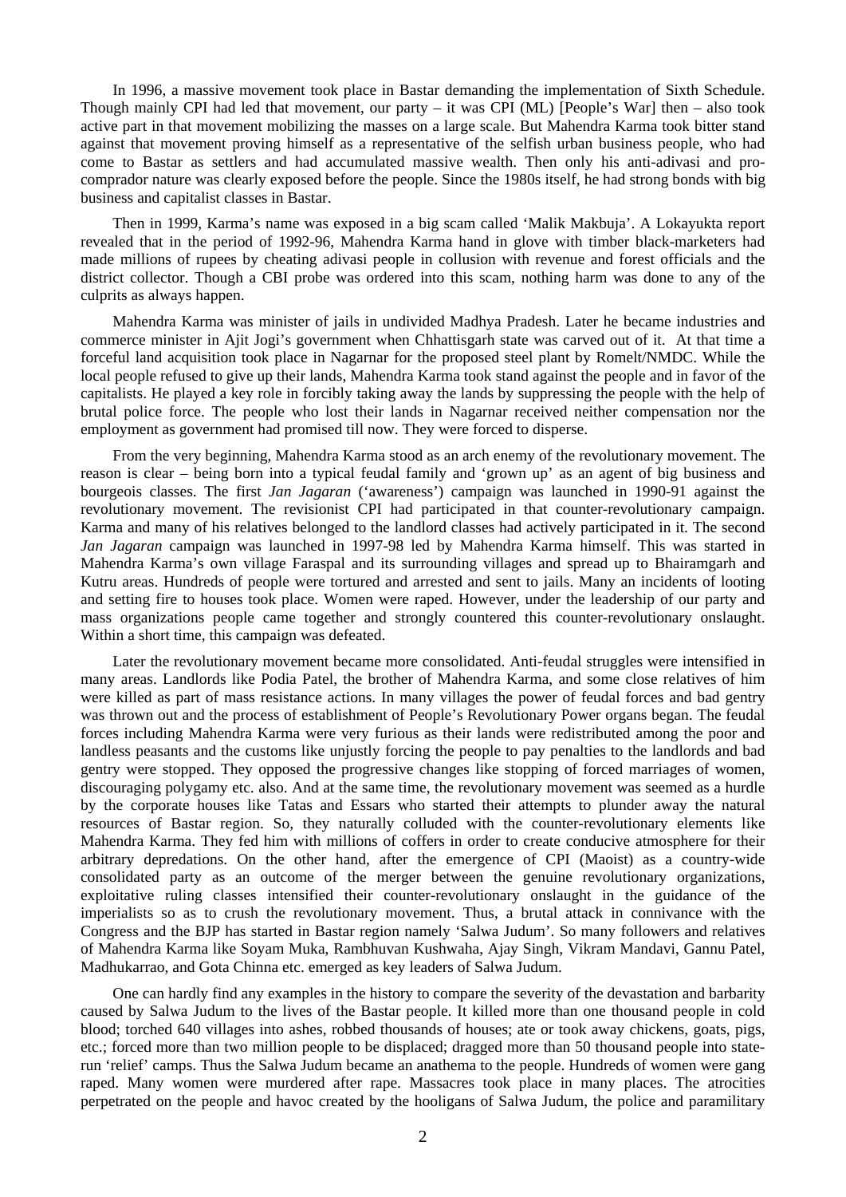In 1996, a massive movement took place in Bastar demanding the implementation of Sixth Schedule. Though mainly CPI had led that movement, our party – it was CPI (ML) [People's War] then – also took active part in that movement mobilizing the masses on a large scale. But Mahendra Karma took bitter stand against that movement proving himself as a representative of the selfish urban business people, who had come to Bastar as settlers and had accumulated massive wealth. Then only his anti-adivasi and pro-comprador nature was clearly exposed before the people. Since the 1980s itself, he had strong bonds with big business and capitalist classes in Bastar.

Then in 1999, Karma's name was exposed in a big scam called 'Malik Makbuja'. A Lokayukta report revealed that in the period of 1992-96, Mahendra Karma hand in glove with timber black-marketers had made millions of rupees by cheating adivasi people in collusion with revenue and forest officials and the district collector. Though a CBI probe was ordered into this scam, nothing harm was done to any of the culprits as always happen.

Mahendra Karma was minister of jails in undivided Madhya Pradesh. Later he became industries and commerce minister in Ajit Jogi's government when Chhattisgarh state was carved out of it. At that time a forceful land acquisition took place in Nagarnar for the proposed steel plant by Romelt/NMDC. While the local people refused to give up their lands, Mahendra Karma took stand against the people and in favor of the capitalists. He played a key role in forcibly taking away the lands by suppressing the people with the help of brutal police force. The people who lost their lands in Nagarnar received neither compensation nor the employment as government had promised till now. They were forced to disperse.

From the very beginning, Mahendra Karma stood as an arch enemy of the revolutionary movement. The reason is clear – being born into a typical feudal family and 'grown up' as an agent of big business and bourgeois classes. The first *Jan Jagaran* ('awareness') campaign was launched in 1990-91 against the revolutionary movement. The revisionist CPI had participated in that counter-revolutionary campaign. Karma and many of his relatives belonged to the landlord classes had actively participated in it. The second *Jan Jagaran* campaign was launched in 1997-98 led by Mahendra Karma himself. This was started in Mahendra Karma's own village Faraspal and its surrounding villages and spread up to Bhairamgarh and Kutru areas. Hundreds of people were tortured and arrested and sent to jails. Many an incidents of looting and setting fire to houses took place. Women were raped. However, under the leadership of our party and mass organizations people came together and strongly countered this counter-revolutionary onslaught. Within a short time, this campaign was defeated.

Later the revolutionary movement became more consolidated. Anti-feudal struggles were intensified in many areas. Landlords like Podia Patel, the brother of Mahendra Karma, and some close relatives of him were killed as part of mass resistance actions. In many villages the power of feudal forces and bad gentry was thrown out and the process of establishment of People's Revolutionary Power organs began. The feudal forces including Mahendra Karma were very furious as their lands were redistributed among the poor and landless peasants and the customs like unjustly forcing the people to pay penalties to the landlords and bad gentry were stopped. They opposed the progressive changes like stopping of forced marriages of women, discouraging polygamy etc. also. And at the same time, the revolutionary movement was seemed as a hurdle by the corporate houses like Tatas and Essars who started their attempts to plunder away the natural resources of Bastar region. So, they naturally colluded with the counter-revolutionary elements like Mahendra Karma. They fed him with millions of coffers in order to create conducive atmosphere for their arbitrary depredations. On the other hand, after the emergence of CPI (Maoist) as a country-wide consolidated party as an outcome of the merger between the genuine revolutionary organizations, exploitative ruling classes intensified their counter-revolutionary onslaught in the guidance of the imperialists so as to crush the revolutionary movement. Thus, a brutal attack in connivance with the Congress and the BJP has started in Bastar region namely 'Salwa Judum'. So many followers and relatives of Mahendra Karma like Soyam Muka, Rambhuvan Kushwaha, Ajay Singh, Vikram Mandavi, Gannu Patel, Madhukarrao, and Gota Chinna etc. emerged as key leaders of Salwa Judum.

One can hardly find any examples in the history to compare the severity of the devastation and barbarity caused by Salwa Judum to the lives of the Bastar people. It killed more than one thousand people in cold blood; torched 640 villages into ashes, robbed thousands of houses; ate or took away chickens, goats, pigs, etc.; forced more than two million people to be displaced; dragged more than 50 thousand people into state-run 'relief' camps. Thus the Salwa Judum became an anathema to the people. Hundreds of women were gang raped. Many women were murdered after rape. Massacres took place in many places. The atrocities perpetrated on the people and havoc created by the hooligans of Salwa Judum, the police and paramilitary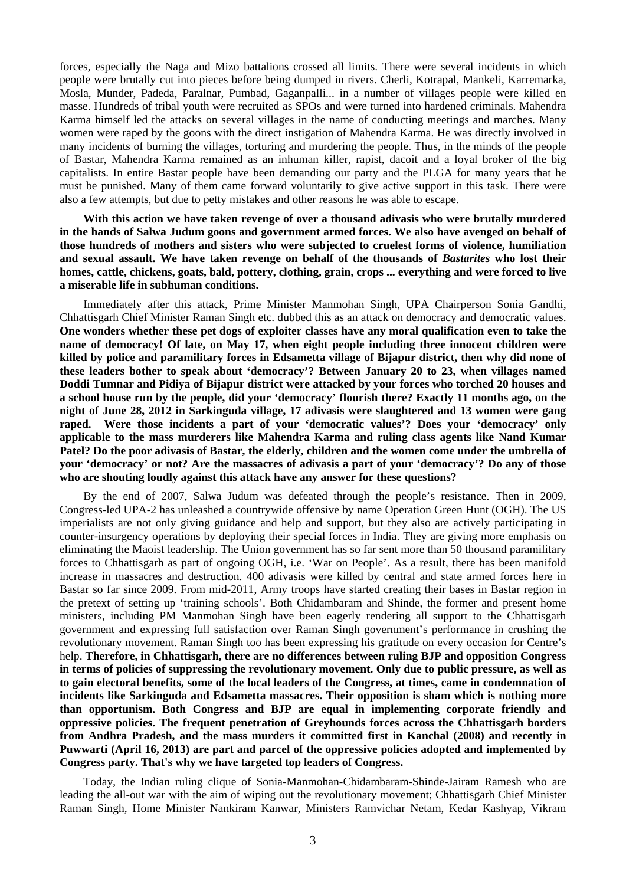forces, especially the Naga and Mizo battalions crossed all limits. There were several incidents in which people were brutally cut into pieces before being dumped in rivers. Cherli, Kotrapal, Mankeli, Karremarka, Mosla, Munder, Padeda, Paralnar, Pumbad, Gaganpalli... in a number of villages people were killed en masse. Hundreds of tribal youth were recruited as SPOs and were turned into hardened criminals. Mahendra Karma himself led the attacks on several villages in the name of conducting meetings and marches. Many women were raped by the goons with the direct instigation of Mahendra Karma. He was directly involved in many incidents of burning the villages, torturing and murdering the people. Thus, in the minds of the people of Bastar, Mahendra Karma remained as an inhuman killer, rapist, dacoit and a loyal broker of the big capitalists. In entire Bastar people have been demanding our party and the PLGA for many years that he must be punished. Many of them came forward voluntarily to give active support in this task. There were also a few attempts, but due to petty mistakes and other reasons he was able to escape.

**With this action we have taken revenge of over a thousand adivasis who were brutally murdered in the hands of Salwa Judum goons and government armed forces. We also have avenged on behalf of those hundreds of mothers and sisters who were subjected to cruelest forms of violence, humiliation and sexual assault. We have taken revenge on behalf of the thousands of *Bastarites* who lost their homes, cattle, chickens, goats, bald, pottery, clothing, grain, crops ... everything and were forced to live a miserable life in subhuman conditions.**

Immediately after this attack, Prime Minister Manmohan Singh, UPA Chairperson Sonia Gandhi, Chhattisgarh Chief Minister Raman Singh etc. dubbed this as an attack on democracy and democratic values. **One wonders whether these pet dogs of exploiter classes have any moral qualification even to take the name of democracy! Of late, on May 17, when eight people including three innocent children were killed by police and paramilitary forces in Edsametta village of Bijapur district, then why did none of these leaders bother to speak about 'democracy'? Between January 20 to 23, when villages named Doddi Tumnar and Pidiya of Bijapur district were attacked by your forces who torched 20 houses and a school house run by the people, did your 'democracy' flourish there? Exactly 11 months ago, on the night of June 28, 2012 in Sarkinguda village, 17 adivasis were slaughtered and 13 women were gang raped. Were those incidents a part of your 'democratic values'? Does your 'democracy' only applicable to the mass murderers like Mahendra Karma and ruling class agents like Nand Kumar Patel? Do the poor adivasis of Bastar, the elderly, children and the women come under the umbrella of your 'democracy' or not? Are the massacres of adivasis a part of your 'democracy'? Do any of those who are shouting loudly against this attack have any answer for these questions?**

By the end of 2007, Salwa Judum was defeated through the people's resistance. Then in 2009, Congress-led UPA-2 has unleashed a countrywide offensive by name Operation Green Hunt (OGH). The US imperialists are not only giving guidance and help and support, but they also are actively participating in counter-insurgency operations by deploying their special forces in India. They are giving more emphasis on eliminating the Maoist leadership. The Union government has so far sent more than 50 thousand paramilitary forces to Chhattisgarh as part of ongoing OGH, i.e. 'War on People'. As a result, there has been manifold increase in massacres and destruction. 400 adivasis were killed by central and state armed forces here in Bastar so far since 2009. From mid-2011, Army troops have started creating their bases in Bastar region in the pretext of setting up 'training schools'. Both Chidambaram and Shinde, the former and present home ministers, including PM Manmohan Singh have been eagerly rendering all support to the Chhattisgarh government and expressing full satisfaction over Raman Singh government's performance in crushing the revolutionary movement. Raman Singh too has been expressing his gratitude on every occasion for Centre's help. **Therefore, in Chhattisgarh, there are no differences between ruling BJP and opposition Congress in terms of policies of suppressing the revolutionary movement. Only due to public pressure, as well as to gain electoral benefits, some of the local leaders of the Congress, at times, came in condemnation of incidents like Sarkinguda and Edsametta massacres. Their opposition is sham which is nothing more than opportunism. Both Congress and BJP are equal in implementing corporate friendly and oppressive policies. The frequent penetration of Greyhounds forces across the Chhattisgarh borders from Andhra Pradesh, and the mass murders it committed first in Kanchal (2008) and recently in Puwwarti (April 16, 2013) are part and parcel of the oppressive policies adopted and implemented by Congress party. That's why we have targeted top leaders of Congress.**

Today, the Indian ruling clique of Sonia-Manmohan-Chidambaram-Shinde-Jairam Ramesh who are leading the all-out war with the aim of wiping out the revolutionary movement; Chhattisgarh Chief Minister Raman Singh, Home Minister Nankiram Kanwar, Ministers Ramvichar Netam, Kedar Kashyap, Vikram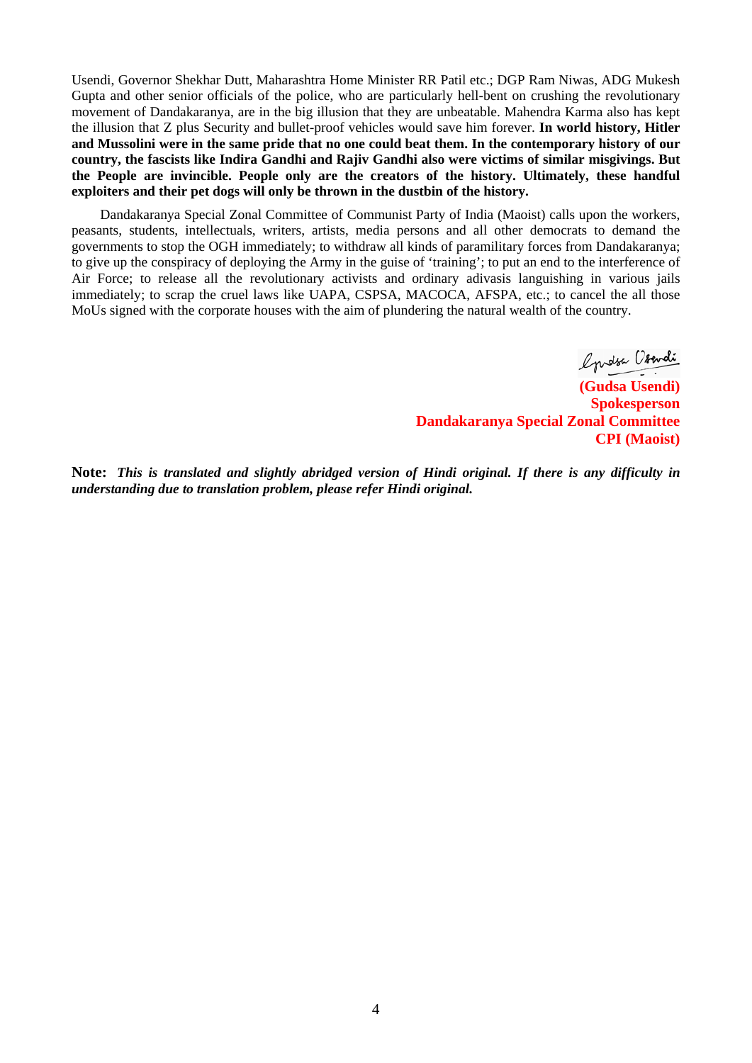Usendi, Governor Shekhar Dutt, Maharashtra Home Minister RR Patil etc.; DGP Ram Niwas, ADG Mukesh Gupta and other senior officials of the police, who are particularly hell-bent on crushing the revolutionary movement of Dandakaranya, are in the big illusion that they are unbeatable. Mahendra Karma also has kept the illusion that Z plus Security and bullet-proof vehicles would save him forever. **In world history, Hitler and Mussolini were in the same pride that no one could beat them. In the contemporary history of our country, the fascists like Indira Gandhi and Rajiv Gandhi also were victims of similar misgivings. But the People are invincible. People only are the creators of the history. Ultimately, these handful exploiters and their pet dogs will only be thrown in the dustbin of the history.**

Dandakaranya Special Zonal Committee of Communist Party of India (Maoist) calls upon the workers, peasants, students, intellectuals, writers, artists, media persons and all other democrats to demand the governments to stop the OGH immediately; to withdraw all kinds of paramilitary forces from Dandakaranya; to give up the conspiracy of deploying the Army in the guise of 'training'; to put an end to the interference of Air Force; to release all the revolutionary activists and ordinary adivasis languishing in various jails immediately; to scrap the cruel laws like UAPA, CSPSA, MACOCA, AFSPA, etc.; to cancel the all those MoUs signed with the corporate houses with the aim of plundering the natural wealth of the country.

Gudsa Usendi

**(Gudsa Usendi)**
**Spokesperson**
**Dandakaranya Special Zonal Committee**
**CPI (Maoist)**

**Note:** ***This is translated and slightly abridged version of Hindi original. If there is any difficulty in understanding due to translation problem, please refer Hindi original.***